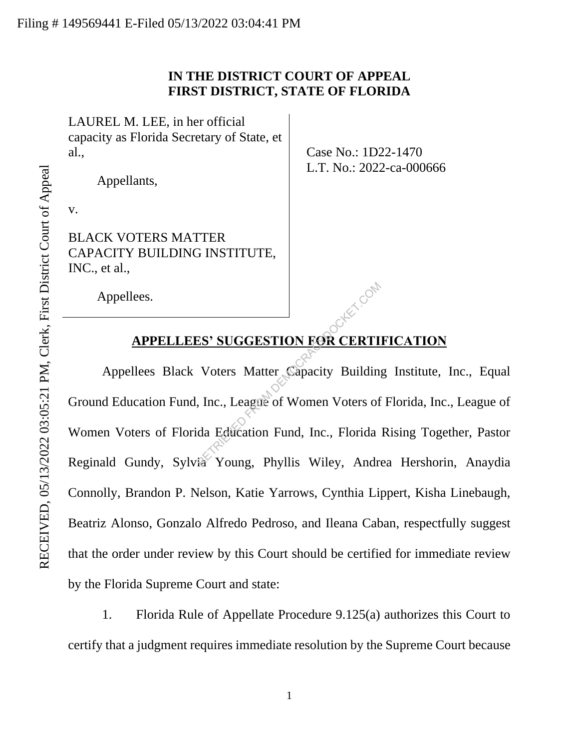Filing # 149569441 E-Filed 05/13/2022 03:04:41 PM

RECEIVED, 05/13/2022 03:05:21 PM, Clerk, First District Court of Appeal

**IN THE DISTRICT COURT OF APPEAL**
**FIRST DISTRICT, STATE OF FLORIDA**

| | |
|---|---|
| LAUREL M. LEE, in her official capacity as Florida Secretary of State, et al.,<br><br>Appellants,<br><br>v.<br><br>BLACK VOTERS MATTER CAPACITY BUILDING INSTITUTE, INC., et al.,<br><br>Appellees. | Case No.: 1D22-1470<br>L.T. No.: 2022-ca-000666 |

## APPELLEES' SUGGESTION FOR CERTIFICATION

Appellees Black Voters Matter Capacity Building Institute, Inc., Equal Ground Education Fund, Inc., League of Women Voters of Florida, Inc., League of Women Voters of Florida Education Fund, Inc., Florida Rising Together, Pastor Reginald Gundy, Sylvia Young, Phyllis Wiley, Andrea Hershorin, Anaydia Connolly, Brandon P. Nelson, Katie Yarrows, Cynthia Lippert, Kisha Linebaugh, Beatriz Alonso, Gonzalo Alfredo Pedroso, and Ileana Caban, respectfully suggest that the order under review by this Court should be certified for immediate review by the Florida Supreme Court and state:

1. Florida Rule of Appellate Procedure 9.125(a) authorizes this Court to certify that a judgment requires immediate resolution by the Supreme Court because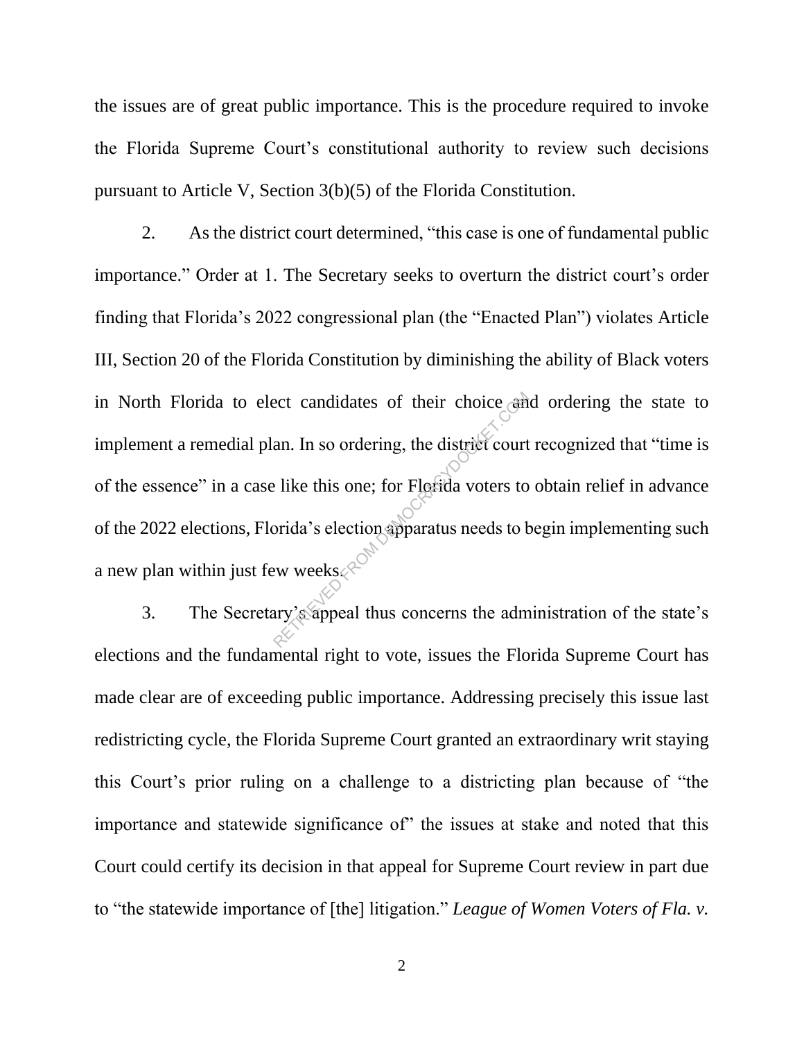the issues are of great public importance. This is the procedure required to invoke the Florida Supreme Court's constitutional authority to review such decisions pursuant to Article V, Section 3(b)(5) of the Florida Constitution.

2. As the district court determined, "this case is one of fundamental public importance." Order at 1. The Secretary seeks to overturn the district court's order finding that Florida's 2022 congressional plan (the "Enacted Plan") violates Article III, Section 20 of the Florida Constitution by diminishing the ability of Black voters in North Florida to elect candidates of their choice and ordering the state to implement a remedial plan. In so ordering, the district court recognized that "time is of the essence" in a case like this one; for Florida voters to obtain relief in advance of the 2022 elections, Florida's election apparatus needs to begin implementing such a new plan within just few weeks.

3. The Secretary's appeal thus concerns the administration of the state's elections and the fundamental right to vote, issues the Florida Supreme Court has made clear are of exceeding public importance. Addressing precisely this issue last redistricting cycle, the Florida Supreme Court granted an extraordinary writ staying this Court's prior ruling on a challenge to a districting plan because of "the importance and statewide significance of" the issues at stake and noted that this Court could certify its decision in that appeal for Supreme Court review in part due to "the statewide importance of [the] litigation." *League of Women Voters of Fla. v.*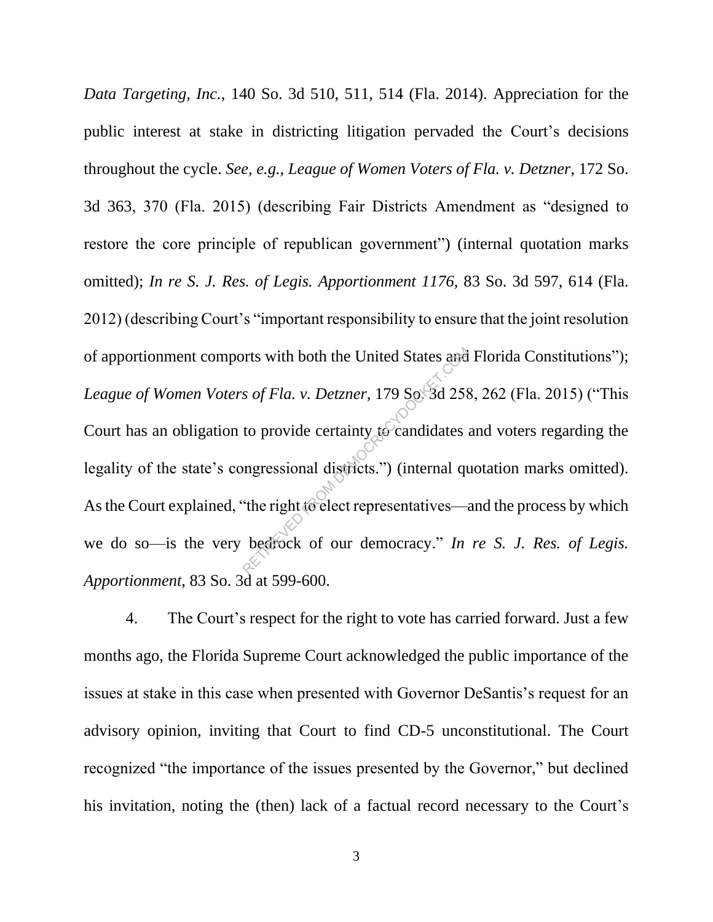*Data Targeting, Inc.*, 140 So. 3d 510, 511, 514 (Fla. 2014). Appreciation for the public interest at stake in districting litigation pervaded the Court's decisions throughout the cycle. *See, e.g.*, *League of Women Voters of Fla. v. Detzner*, 172 So. 3d 363, 370 (Fla. 2015) (describing Fair Districts Amendment as "designed to restore the core principle of republican government") (internal quotation marks omitted); *In re S. J. Res. of Legis. Apportionment 1176*, 83 So. 3d 597, 614 (Fla. 2012) (describing Court's "important responsibility to ensure that the joint resolution of apportionment comports with both the United States and Florida Constitutions"); *League of Women Voters of Fla. v. Detzner*, 179 So. 3d 258, 262 (Fla. 2015) ("This Court has an obligation to provide certainty to candidates and voters regarding the legality of the state's congressional districts.") (internal quotation marks omitted). As the Court explained, "the right to elect representatives—and the process by which we do so—is the very bedrock of our democracy." *In re S. J. Res. of Legis. Apportionment,* 83 So. 3d at 599-600.

4. The Court's respect for the right to vote has carried forward. Just a few months ago, the Florida Supreme Court acknowledged the public importance of the issues at stake in this case when presented with Governor DeSantis's request for an advisory opinion, inviting that Court to find CD-5 unconstitutional. The Court recognized "the importance of the issues presented by the Governor," but declined his invitation, noting the (then) lack of a factual record necessary to the Court's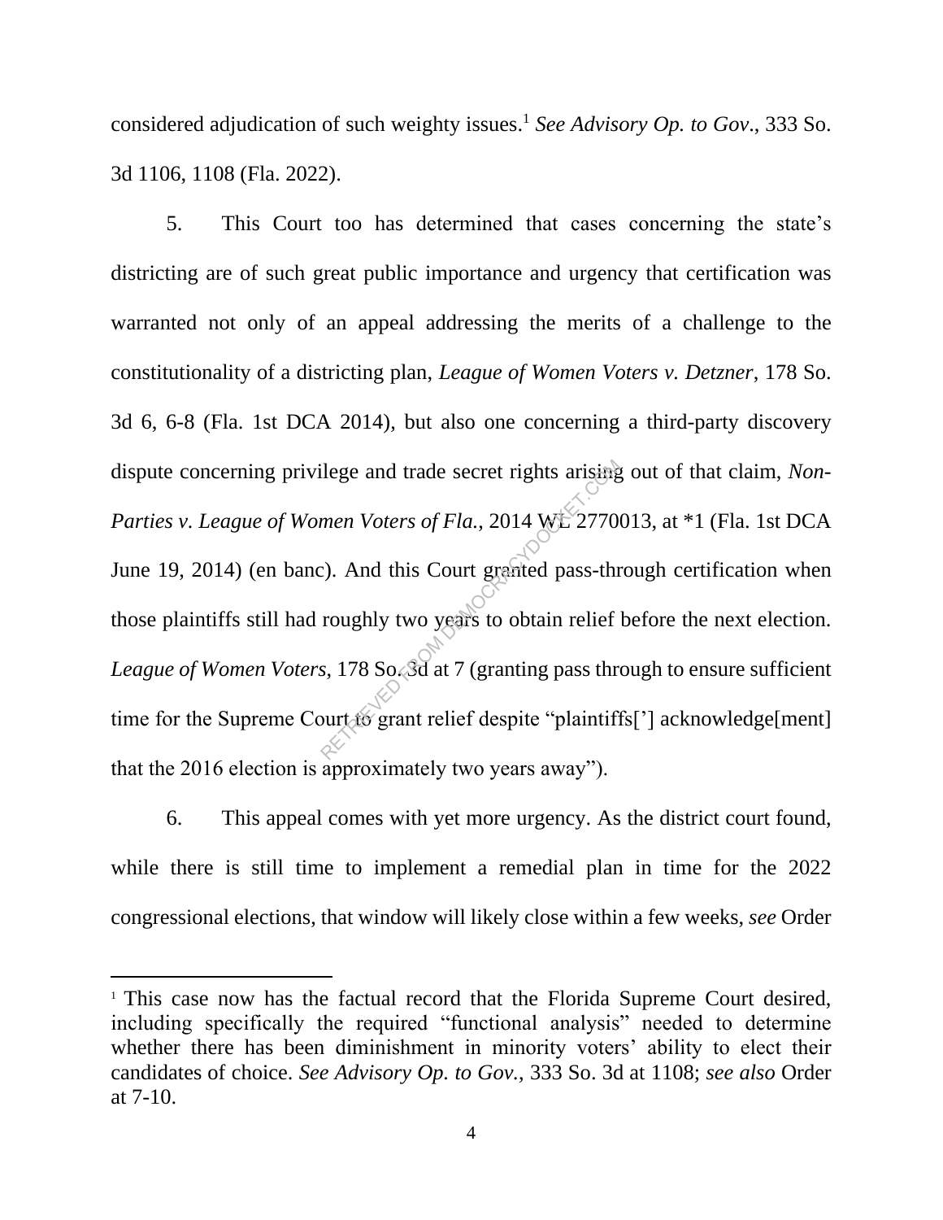considered adjudication of such weighty issues.[1] *See Advisory Op. to Gov.*, 333 So. 3d 1106, 1108 (Fla. 2022).

5. This Court too has determined that cases concerning the state's districting are of such great public importance and urgency that certification was warranted not only of an appeal addressing the merits of a challenge to the constitutionality of a districting plan, *League of Women Voters v. Detzner*, 178 So. 3d 6, 6-8 (Fla. 1st DCA 2014), but also one concerning a third-party discovery dispute concerning privilege and trade secret rights arising out of that claim, *Non-Parties v. League of Women Voters of Fla.*, 2014 WL 2770013, at *1 (Fla. 1st DCA June 19, 2014) (en banc). And this Court granted pass-through certification when those plaintiffs still had roughly two years to obtain relief before the next election. *League of Women Voters*, 178 So. 3d at 7 (granting pass through to ensure sufficient time for the Supreme Court to grant relief despite "plaintiffs['] acknowledge[ment] that the 2016 election is approximately two years away").

6. This appeal comes with yet more urgency. As the district court found, while there is still time to implement a remedial plan in time for the 2022 congressional elections, that window will likely close within a few weeks, *see* Order

---

[1] This case now has the factual record that the Florida Supreme Court desired, including specifically the required "functional analysis" needed to determine whether there has been diminishment in minority voters' ability to elect their candidates of choice. *See Advisory Op. to Gov.*, 333 So. 3d at 1108; *see also* Order at 7-10.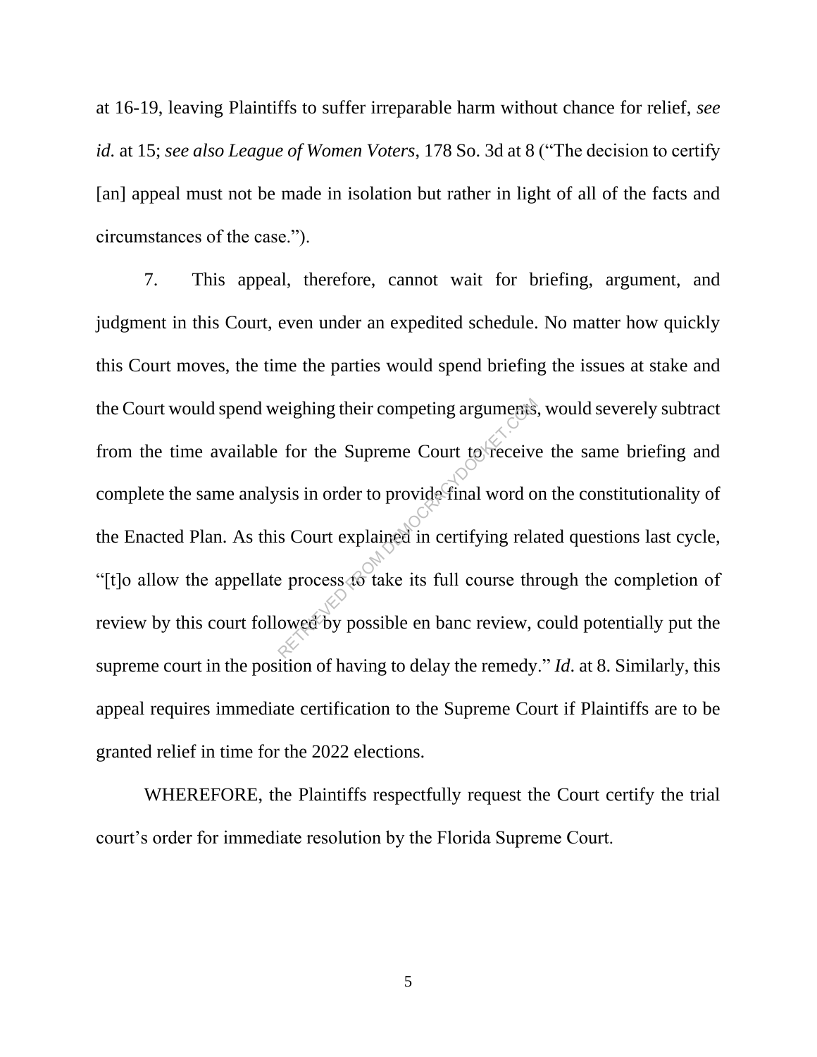at 16-19, leaving Plaintiffs to suffer irreparable harm without chance for relief, *see id.* at 15; *see also League of Women Voters*, 178 So. 3d at 8 ("The decision to certify [an] appeal must not be made in isolation but rather in light of all of the facts and circumstances of the case.").

7. This appeal, therefore, cannot wait for briefing, argument, and judgment in this Court, even under an expedited schedule. No matter how quickly this Court moves, the time the parties would spend briefing the issues at stake and the Court would spend weighing their competing arguments, would severely subtract from the time available for the Supreme Court to receive the same briefing and complete the same analysis in order to provide final word on the constitutionality of the Enacted Plan. As this Court explained in certifying related questions last cycle, "[t]o allow the appellate process to take its full course through the completion of review by this court followed by possible en banc review, could potentially put the supreme court in the position of having to delay the remedy." *Id*. at 8. Similarly, this appeal requires immediate certification to the Supreme Court if Plaintiffs are to be granted relief in time for the 2022 elections.

WHEREFORE, the Plaintiffs respectfully request the Court certify the trial court's order for immediate resolution by the Florida Supreme Court.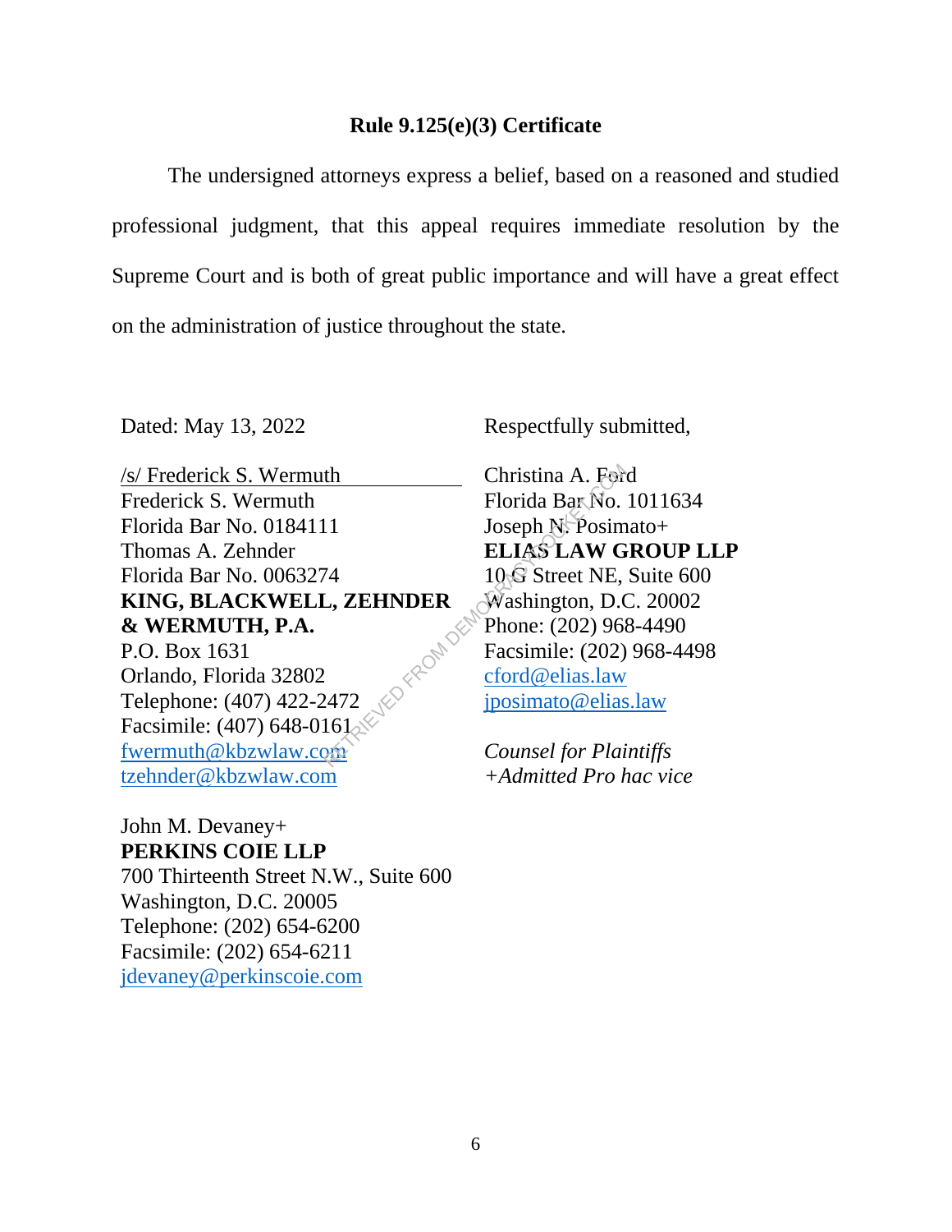## Rule 9.125(e)(3) Certificate

The undersigned attorneys express a belief, based on a reasoned and studied professional judgment, that this appeal requires immediate resolution by the Supreme Court and is both of great public importance and will have a great effect on the administration of justice throughout the state.

Dated: May 13, 2022

Respectfully submitted,

/s/ Frederick S. Wermuth
Frederick S. Wermuth
Florida Bar No. 0184111
Thomas A. Zehnder
Florida Bar No. 0063274
**KING, BLACKWELL, ZEHNDER & WERMUTH, P.A.**
P.O. Box 1631
Orlando, Florida 32802
Telephone: (407) 422-2472
Facsimile: (407) 648-0161
fwermuth@kbzwlaw.com
tzehnder@kbzwlaw.com

John M. Devaney+
**PERKINS COIE LLP**
700 Thirteenth Street N.W., Suite 600
Washington, D.C. 20005
Telephone: (202) 654-6200
Facsimile: (202) 654-6211
jdevaney@perkinscoie.com

Christina A. Ford
Florida Bar No. 1011634
Joseph N. Posimato+
**ELIAS LAW GROUP LLP**
10 G Street NE, Suite 600
Washington, D.C. 20002
Phone: (202) 968-4490
Facsimile: (202) 968-4498
cford@elias.law
jposimato@elias.law

*Counsel for Plaintiffs*
*+Admitted Pro hac vice*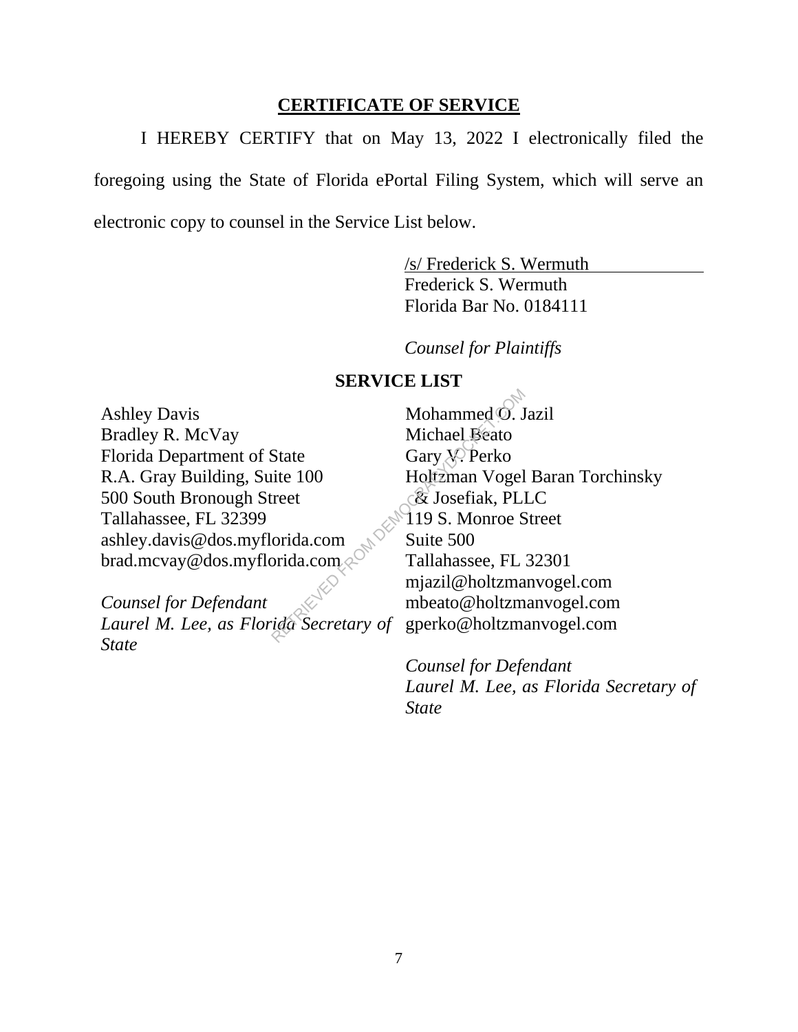## CERTIFICATE OF SERVICE

I HEREBY CERTIFY that on May 13, 2022 I electronically filed the foregoing using the State of Florida ePortal Filing System, which will serve an electronic copy to counsel in the Service List below.

/s/ Frederick S. Wermuth
Frederick S. Wermuth
Florida Bar No. 0184111

*Counsel for Plaintiffs*

## SERVICE LIST

Ashley Davis
Bradley R. McVay
Florida Department of State
R.A. Gray Building, Suite 100
500 South Bronough Street
Tallahassee, FL 32399
ashley.davis@dos.myflorida.com
brad.mcvay@dos.myflorida.com

*Counsel for Defendant Laurel M. Lee, as Florida Secretary of State*

Mohammed O. Jazil
Michael Beato
Gary V. Perko
Holtzman Vogel Baran Torchinsky & Josefiak, PLLC
119 S. Monroe Street
Suite 500
Tallahassee, FL 32301
mjazil@holtzmanvogel.com
mbeato@holtzmanvogel.com
gperko@holtzmanvogel.com

*Counsel for Defendant Laurel M. Lee, as Florida Secretary of State*